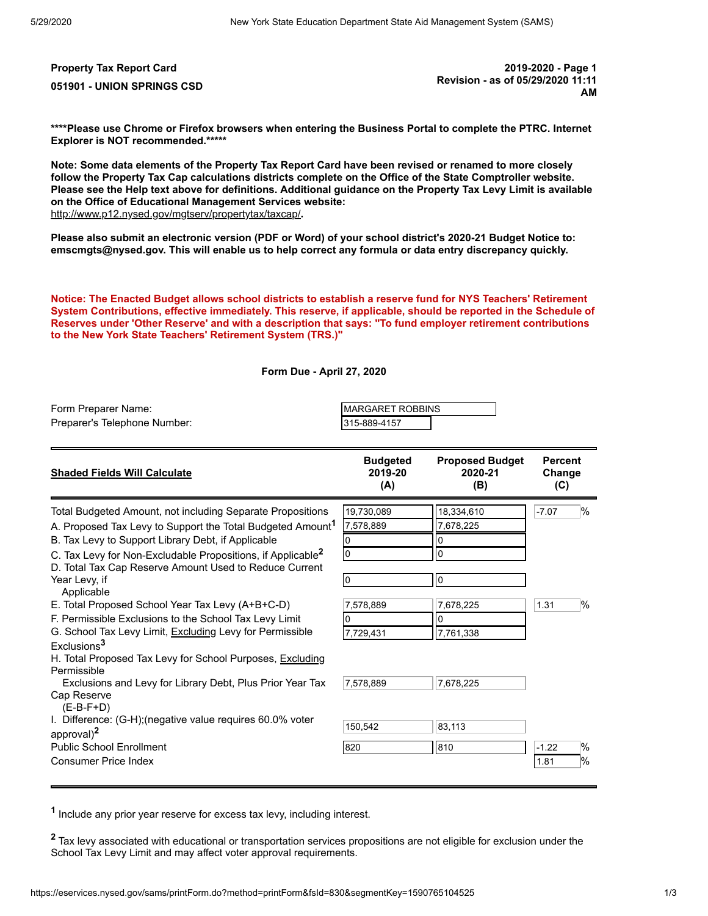**Property Tax Report Card**

**051901 - UNION SPRINGS CSD**

**2019-2020 - Page 1**
**Revision - as of 05/29/2020 11:11 AM**

**\*\*\*\*Please use Chrome or Firefox browsers when entering the Business Portal to complete the PTRC. Internet Explorer is NOT recommended.\*\*\*\*\***

**Note: Some data elements of the Property Tax Report Card have been revised or renamed to more closely follow the Property Tax Cap calculations districts complete on the Office of the State Comptroller website. Please see the Help text above for definitions. Additional guidance on the Property Tax Levy Limit is available on the Office of Educational Management Services website:**
http://www.p12.nysed.gov/mgtserv/propertytax/taxcap/.

**Please also submit an electronic version (PDF or Word) of your school district's 2020-21 Budget Notice to: emscmgts@nysed.gov. This will enable us to help correct any formula or data entry discrepancy quickly.**

**Notice: The Enacted Budget allows school districts to establish a reserve fund for NYS Teachers' Retirement System Contributions, effective immediately. This reserve, if applicable, should be reported in the Schedule of Reserves under 'Other Reserve' and with a description that says: "To fund employer retirement contributions to the New York State Teachers' Retirement System (TRS.)"**

**Form Due - April 27, 2020**

Form Preparer Name: MARGARET ROBBINS
Preparer's Telephone Number: 315-889-4157

| **Shaded Fields Will Calculate** | **Budgeted 2019-20 (A)** | **Proposed Budget 2020-21 (B)** | **Percent Change (C)** |
|---|---|---|---|
| Total Budgeted Amount, not including Separate Propositions | 19,730,089 | 18,334,610 | -7.07 % |
| A. Proposed Tax Levy to Support the Total Budgeted Amount[1] | 7,578,889 | 7,678,225 | |
| B. Tax Levy to Support Library Debt, if Applicable | 0 | 0 | |
| C. Tax Levy for Non-Excludable Propositions, if Applicable[2] | 0 | 0 | |
| D. Total Tax Cap Reserve Amount Used to Reduce Current Year Levy, if Applicable | 0 | 0 | |
| E. Total Proposed School Year Tax Levy (A+B+C-D) | 7,578,889 | 7,678,225 | 1.31 % |
| F. Permissible Exclusions to the School Tax Levy Limit | 0 | 0 | |
| G. School Tax Levy Limit, Excluding Levy for Permissible Exclusions[3] | 7,729,431 | 7,761,338 | |
| H. Total Proposed Tax Levy for School Purposes, Excluding Permissible Exclusions and Levy for Library Debt, Plus Prior Year Tax Cap Reserve (E-B-F+D) | 7,578,889 | 7,678,225 | |
| I. Difference: (G-H);(negative value requires 60.0% voter approval)[2] | 150,542 | 83,113 | |
| Public School Enrollment | 820 | 810 | -1.22 % |
| Consumer Price Index | | | 1.81 % |

[1] Include any prior year reserve for excess tax levy, including interest.

[2] Tax levy associated with educational or transportation services propositions are not eligible for exclusion under the School Tax Levy Limit and may affect voter approval requirements.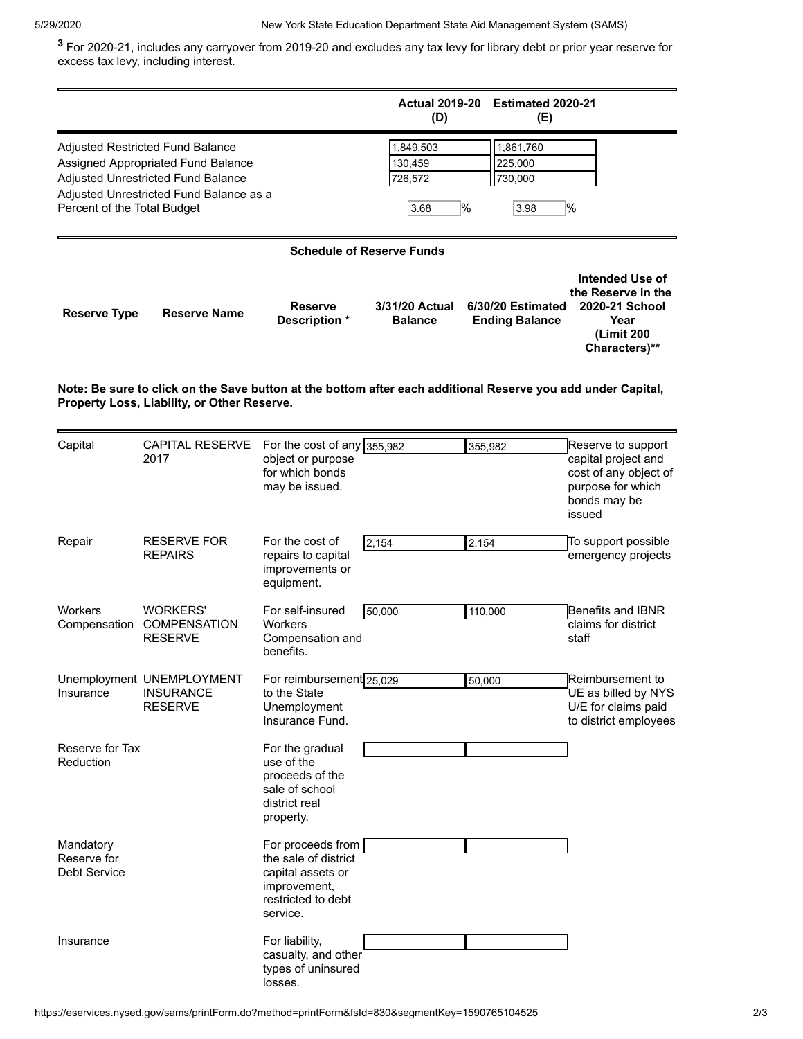[3] For 2020-21, includes any carryover from 2019-20 and excludes any tax levy for library debt or prior year reserve for excess tax levy, including interest.

| | Actual 2019-20 (D) | Estimated 2020-21 (E) |
|---|---|---|
| Adjusted Restricted Fund Balance | 1,849,503 | 1,861,760 |
| Assigned Appropriated Fund Balance | 130,459 | 225,000 |
| Adjusted Unrestricted Fund Balance | 726,572 | 730,000 |
| Adjusted Unrestricted Fund Balance as a Percent of the Total Budget | 3.68 % | 3.98 % |

## Schedule of Reserve Funds

**Note: Be sure to click on the Save button at the bottom after each additional Reserve you add under Capital, Property Loss, Liability, or Other Reserve.**

| Reserve Type | Reserve Name | Reserve Description * | 3/31/20 Actual Balance | 6/30/20 Estimated Ending Balance | Intended Use of the Reserve in the 2020-21 School Year (Limit 200 Characters)** |
|---|---|---|---|---|---|
| Capital | CAPITAL RESERVE 2017 | For the cost of any object or purpose for which bonds may be issued. | 355,982 | 355,982 | Reserve to support capital project and cost of any object of purpose for which bonds may be issued |
| Repair | RESERVE FOR REPAIRS | For the cost of repairs to capital improvements or equipment. | 2,154 | 2,154 | To support possible emergency projects |
| Workers Compensation | WORKERS' COMPENSATION RESERVE | For self-insured Workers Compensation and benefits. | 50,000 | 110,000 | Benefits and IBNR claims for district staff |
| Unemployment Insurance | UNEMPLOYMENT INSURANCE RESERVE | For reimbursement to the State Unemployment Insurance Fund. | 25,029 | 50,000 | Reimbursement to UE as billed by NYS U/E for claims paid to district employees |
| Reserve for Tax Reduction | | For the gradual use of the proceeds of the sale of school district real property. | | | |
| Mandatory Reserve for Debt Service | | For proceeds from the sale of district capital assets or improvement, restricted to debt service. | | | |
| Insurance | | For liability, casualty, and other types of uninsured losses. | | | |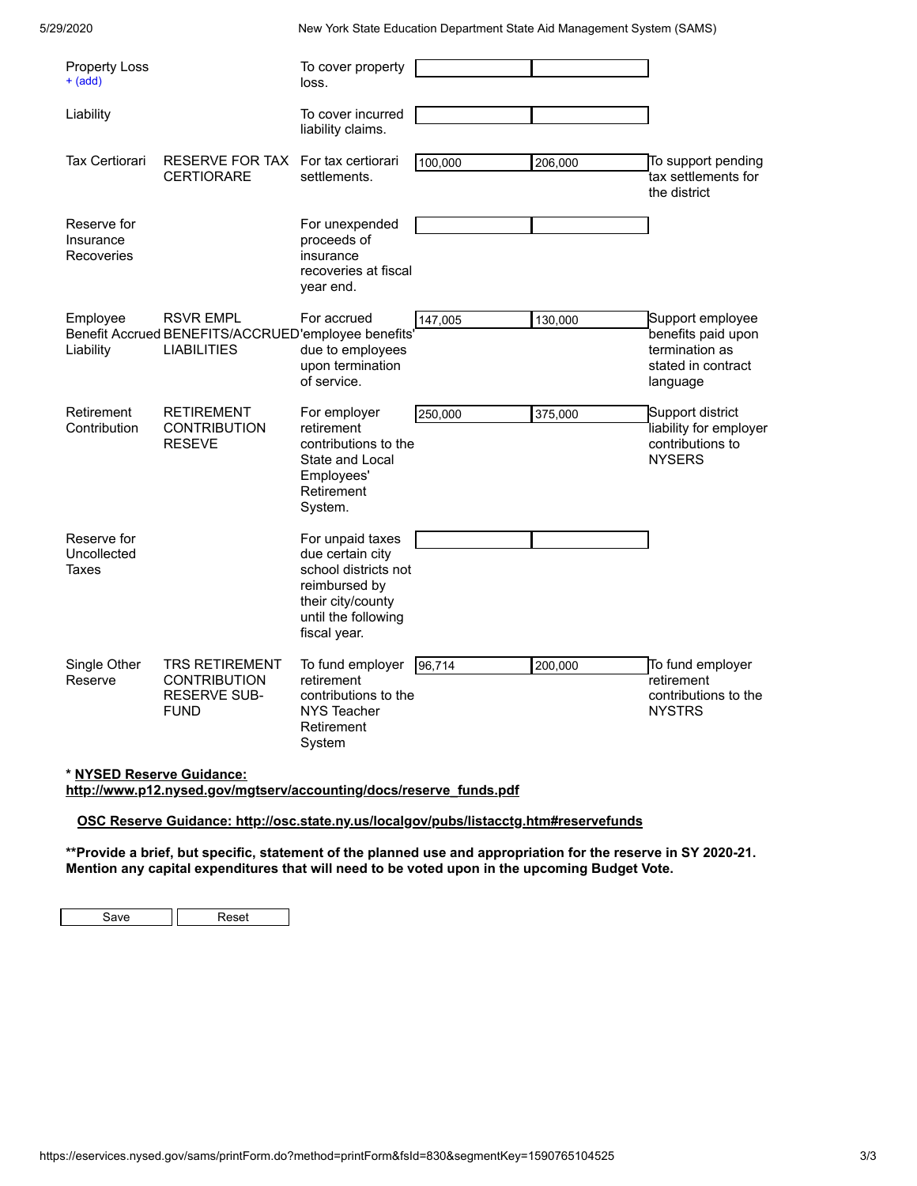| | | | | | |
|---|---|---|---|---|---|
| Property Loss + (add) | | To cover property loss. | | | |
| Liability | | To cover incurred liability claims. | | | |
| Tax Certiorari | RESERVE FOR TAX CERTIORARE | For tax certiorari settlements. | 100,000 | 206,000 | To support pending tax settlements for the district |
| Reserve for Insurance Recoveries | | For unexpended proceeds of insurance recoveries at fiscal year end. | | | |
| Employee Benefit Accrued Liability | RSVR EMPL BENEFITS/ACCRUED LIABILITIES | For accrued employee benefits' due to employees upon termination of service. | 147,005 | 130,000 | Support employee benefits paid upon termination as stated in contract language |
| Retirement Contribution | RETIREMENT CONTRIBUTION RESEVE | For employer retirement contributions to the State and Local Employees' Retirement System. | 250,000 | 375,000 | Support district liability for employer contributions to NYSERS |
| Reserve for Uncollected Taxes | | For unpaid taxes due certain city school districts not reimbursed by their city/county until the following fiscal year. | | | |
| Single Other Reserve | TRS RETIREMENT CONTRIBUTION RESERVE SUB-FUND | To fund employer retirement contributions to the NYS Teacher Retirement System | 96,714 | 200,000 | To fund employer retirement contributions to the NYSTRS |

**\* NYSED Reserve Guidance: http://www.p12.nysed.gov/mgtserv/accounting/docs/reserve_funds.pdf**

**OSC Reserve Guidance: http://osc.state.ny.us/localgov/pubs/listacctg.htm#reservefunds**

**\*\*Provide a brief, but specific, statement of the planned use and appropriation for the reserve in SY 2020-21. Mention any capital expenditures that will need to be voted upon in the upcoming Budget Vote.**

Save | Reset